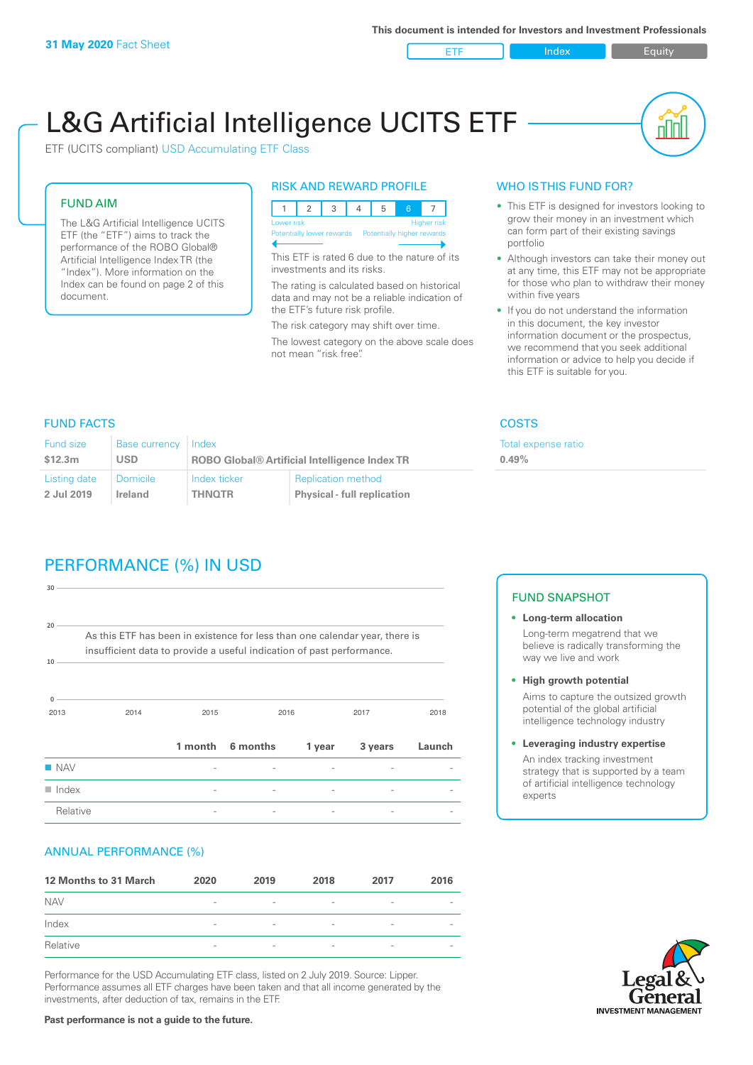**31 May 2020** Fact Sheet

This document is intended for Investors and Investment Professionals

ETF | Index | Equity

# L&G Artificial Intelligence UCITS ETF

ETF (UCITS compliant) USD Accumulating ETF Class

## FUND AIM

The L&G Artificial Intelligence UCITS ETF (the "ETF") aims to track the performance of the ROBO Global® Artificial Intelligence Index TR (the "Index"). More information on the Index can be found on page 2 of this document.

## RISK AND REWARD PROFILE

| 1 | 2 | 3 | 4 | 5 | 6 | 7 |
|---|---|---|---|---|---|---|

Lower risk — Higher risk
Potentially lower rewards — Potentially higher rewards

This ETF is rated 6 due to the nature of its investments and its risks.

The rating is calculated based on historical data and may not be a reliable indication of the ETF's future risk profile.

The risk category may shift over time.

The lowest category on the above scale does not mean "risk free".

## WHO IS THIS FUND FOR?

- This ETF is designed for investors looking to grow their money in an investment which can form part of their existing savings portfolio
- Although investors can take their money out at any time, this ETF may not be appropriate for those who plan to withdraw their money within five years
- If you do not understand the information in this document, the key investor information document or the prospectus, we recommend that you seek additional information or advice to help you decide if this ETF is suitable for you.

## FUND FACTS

| Fund size | Base currency | Index | |
|---|---|---|---|
| $12.3m | USD | ROBO Global® Artificial Intelligence Index TR | |
| **Listing date** | **Domicile** | **Index ticker** | **Replication method** |
| 2 Jul 2019 | Ireland | THNQTR | Physical - full replication |

## COSTS

Total expense ratio

**0.49%**

## PERFORMANCE (%) IN USD

As this ETF has been in existence for less than one calendar year, there is insufficient data to provide a useful indication of past performance.

| | 1 month | 6 months | 1 year | 3 years | Launch |
|---|---|---|---|---|---|
| NAV | - | - | - | - | - |
| Index | - | - | - | - | - |
| Relative | - | - | - | - | - |

## ANNUAL PERFORMANCE (%)

| 12 Months to 31 March | 2020 | 2019 | 2018 | 2017 | 2016 |
|---|---|---|---|---|---|
| NAV | - | - | - | - | - |
| Index | - | - | - | - | - |
| Relative | - | - | - | - | - |

Performance for the USD Accumulating ETF class, listed on 2 July 2019. Source: Lipper. Performance assumes all ETF charges have been taken and that all income generated by the investments, after deduction of tax, remains in the ETF.

**Past performance is not a guide to the future.**

## FUND SNAPSHOT

- **Long-term allocation**
  Long-term megatrend that we believe is radically transforming the way we live and work
- **High growth potential**
  Aims to capture the outsized growth potential of the global artificial intelligence technology industry
- **Leveraging industry expertise**
  An index tracking investment strategy that is supported by a team of artificial intelligence technology experts

Legal & General INVESTMENT MANAGEMENT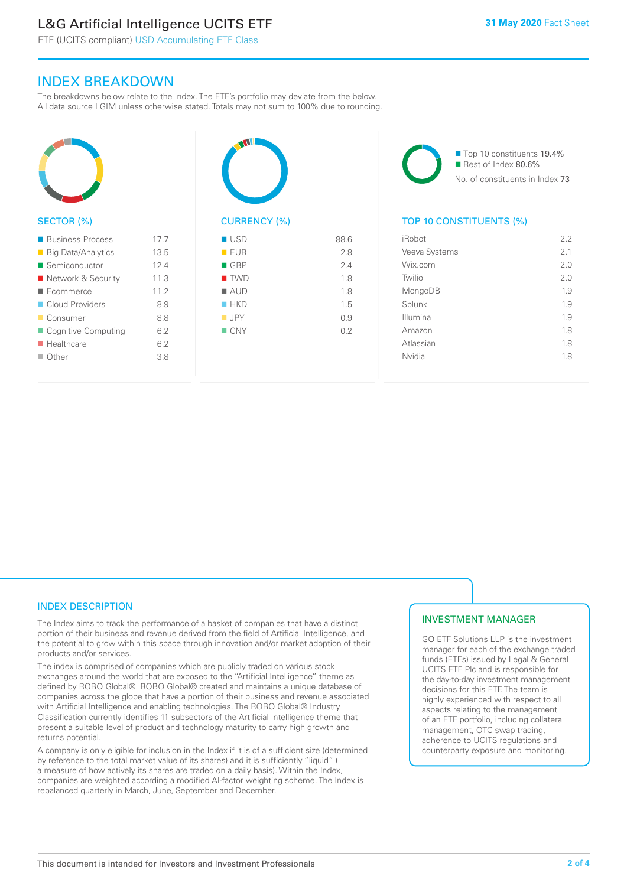## INDEX BREAKDOWN

The breakdowns below relate to the Index. The ETF's portfolio may deviate from the below. All data source LGIM unless otherwise stated. Totals may not sum to 100% due to rounding.

### SECTOR (%)

| Sector | % |
|---|---|
| Business Process | 17.7 |
| Big Data/Analytics | 13.5 |
| Semiconductor | 12.4 |
| Network & Security | 11.3 |
| Ecommerce | 11.2 |
| Cloud Providers | 8.9 |
| Consumer | 8.8 |
| Cognitive Computing | 6.2 |
| Healthcare | 6.2 |
| Other | 3.8 |

### CURRENCY (%)

| Currency | % |
|---|---|
| USD | 88.6 |
| EUR | 2.8 |
| GBP | 2.4 |
| TWD | 1.8 |
| AUD | 1.8 |
| HKD | 1.5 |
| JPY | 0.9 |
| CNY | 0.2 |

- Top 10 constituents 19.4%
- Rest of Index 80.6%

No. of constituents in Index 73

### TOP 10 CONSTITUENTS (%)

| Constituent | % |
|---|---|
| iRobot | 2.2 |
| Veeva Systems | 2.1 |
| Wix.com | 2.0 |
| Twilio | 2.0 |
| MongoDB | 1.9 |
| Splunk | 1.9 |
| Illumina | 1.9 |
| Amazon | 1.8 |
| Atlassian | 1.8 |
| Nvidia | 1.8 |

## INDEX DESCRIPTION

The Index aims to track the performance of a basket of companies that have a distinct portion of their business and revenue derived from the field of Artificial Intelligence, and the potential to grow within this space through innovation and/or market adoption of their products and/or services.

The index is comprised of companies which are publicly traded on various stock exchanges around the world that are exposed to the "Artificial Intelligence" theme as defined by ROBO Global®. ROBO Global® created and maintains a unique database of companies across the globe that have a portion of their business and revenue associated with Artificial Intelligence and enabling technologies. The ROBO Global® Industry Classification currently identifies 11 subsectors of the Artificial Intelligence theme that present a suitable level of product and technology maturity to carry high growth and returns potential.

A company is only eligible for inclusion in the Index if it is of a sufficient size (determined by reference to the total market value of its shares) and it is sufficiently "liquid" ( a measure of how actively its shares are traded on a daily basis). Within the Index, companies are weighted according a modified AI-factor weighting scheme. The Index is rebalanced quarterly in March, June, September and December.

## INVESTMENT MANAGER

GO ETF Solutions LLP is the investment manager for each of the exchange traded funds (ETFs) issued by Legal & General UCITS ETF Plc and is responsible for the day-to-day investment management decisions for this ETF. The team is highly experienced with respect to all aspects relating to the management of an ETF portfolio, including collateral management, OTC swap trading, adherence to UCITS regulations and counterparty exposure and monitoring.

This document is intended for Investors and Investment Professionals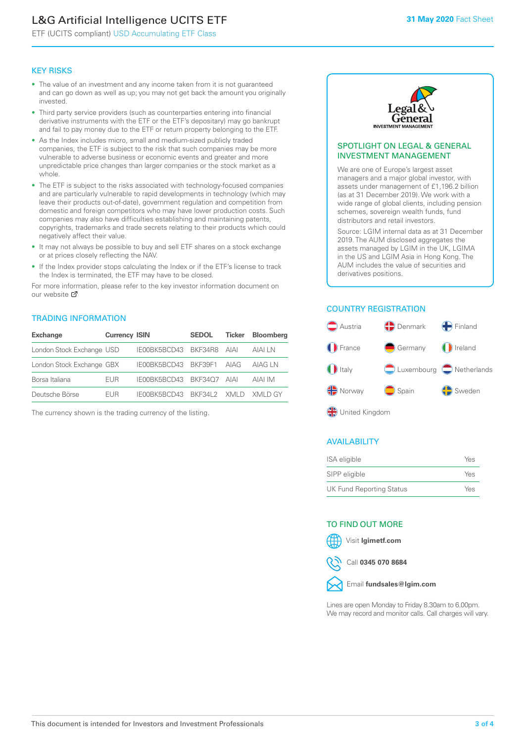# L&G Artificial Intelligence UCITS ETF

ETF (UCITS compliant) USD Accumulating ETF Class

**31 May 2020** Fact Sheet

## KEY RISKS

- The value of an investment and any income taken from it is not guaranteed and can go down as well as up; you may not get back the amount you originally invested.
- Third party service providers (such as counterparties entering into financial derivative instruments with the ETF or the ETF's depositary) may go bankrupt and fail to pay money due to the ETF or return property belonging to the ETF.
- As the Index includes micro, small and medium-sized publicly traded companies, the ETF is subject to the risk that such companies may be more vulnerable to adverse business or economic events and greater and more unpredictable price changes than larger companies or the stock market as a whole.
- The ETF is subject to the risks associated with technology-focused companies and are particularly vulnerable to rapid developments in technology (which may leave their products out-of-date), government regulation and competition from domestic and foreign competitors who may have lower production costs. Such companies may also have difficulties establishing and maintaining patents, copyrights, trademarks and trade secrets relating to their products which could negatively affect their value.
- It may not always be possible to buy and sell ETF shares on a stock exchange or at prices closely reflecting the NAV.
- If the Index provider stops calculating the Index or if the ETF's license to track the Index is terminated, the ETF may have to be closed.

For more information, please refer to the key investor information document on our website

## TRADING INFORMATION

| Exchange | Currency | ISIN | SEDOL | Ticker | Bloomberg |
|---|---|---|---|---|---|
| London Stock Exchange | USD | IE00BK5BCD43 | BKF34R8 | AIAI | AIAI LN |
| London Stock Exchange | GBX | IE00BK5BCD43 | BKF39F1 | AIAG | AIAG LN |
| Borsa Italiana | EUR | IE00BK5BCD43 | BKF34Q7 | AIAI | AIAI IM |
| Deutsche Börse | EUR | IE00BK5BCD43 | BKF34L2 | XMLD | XMLD GY |

The currency shown is the trading currency of the listing.

## SPOTLIGHT ON LEGAL & GENERAL INVESTMENT MANAGEMENT

We are one of Europe's largest asset managers and a major global investor, with assets under management of £1,196.2 billion (as at 31 December 2019). We work with a wide range of global clients, including pension schemes, sovereign wealth funds, fund distributors and retail investors.

Source: LGIM internal data as at 31 December 2019. The AUM disclosed aggregates the assets managed by LGIM in the UK, LGIMA in the US and LGIM Asia in Hong Kong. The AUM includes the value of securities and derivatives positions.

## COUNTRY REGISTRATION

- Austria
- Denmark
- Finland
- France
- Germany
- Ireland
- Italy
- Luxembourg
- Netherlands
- Norway
- Spain
- Sweden
- United Kingdom

## AVAILABILITY

| | |
|---|---|
| ISA eligible | Yes |
| SIPP eligible | Yes |
| UK Fund Reporting Status | Yes |

## TO FIND OUT MORE

Visit **lgimetf.com**

Call **0345 070 8684**

Email **fundsales@lgim.com**

Lines are open Monday to Friday 8.30am to 6.00pm. We may record and monitor calls. Call charges will vary.

This document is intended for Investors and Investment Professionals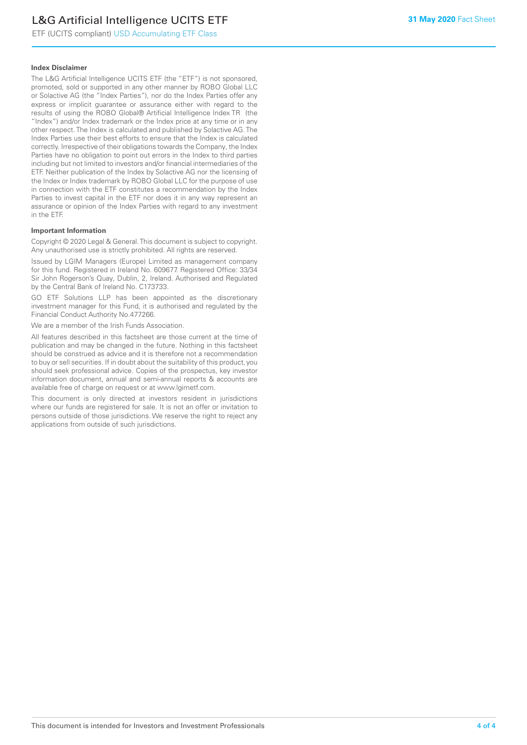### Index Disclaimer

The L&G Artificial Intelligence UCITS ETF (the "ETF") is not sponsored, promoted, sold or supported in any other manner by ROBO Global LLC or Solactive AG (the "Index Parties"), nor do the Index Parties offer any express or implicit guarantee or assurance either with regard to the results of using the ROBO Global® Artificial Intelligence Index TR (the "Index") and/or Index trademark or the Index price at any time or in any other respect. The Index is calculated and published by Solactive AG. The Index Parties use their best efforts to ensure that the Index is calculated correctly. Irrespective of their obligations towards the Company, the Index Parties have no obligation to point out errors in the Index to third parties including but not limited to investors and/or financial intermediaries of the ETF. Neither publication of the Index by Solactive AG nor the licensing of the Index or Index trademark by ROBO Global LLC for the purpose of use in connection with the ETF constitutes a recommendation by the Index Parties to invest capital in the ETF nor does it in any way represent an assurance or opinion of the Index Parties with regard to any investment in the ETF.

### Important Information

Copyright © 2020 Legal & General. This document is subject to copyright. Any unauthorised use is strictly prohibited. All rights are reserved.

Issued by LGIM Managers (Europe) Limited as management company for this fund. Registered in Ireland No. 609677. Registered Office: 33/34 Sir John Rogerson's Quay, Dublin, 2, Ireland. Authorised and Regulated by the Central Bank of Ireland No. C173733.

GO ETF Solutions LLP has been appointed as the discretionary investment manager for this Fund, it is authorised and regulated by the Financial Conduct Authority No.477266.

We are a member of the Irish Funds Association.

All features described in this factsheet are those current at the time of publication and may be changed in the future. Nothing in this factsheet should be construed as advice and it is therefore not a recommendation to buy or sell securities. If in doubt about the suitability of this product, you should seek professional advice. Copies of the prospectus, key investor information document, annual and semi-annual reports & accounts are available free of charge on request or at www.lgimetf.com.

This document is only directed at investors resident in jurisdictions where our funds are registered for sale. It is not an offer or invitation to persons outside of those jurisdictions. We reserve the right to reject any applications from outside of such jurisdictions.